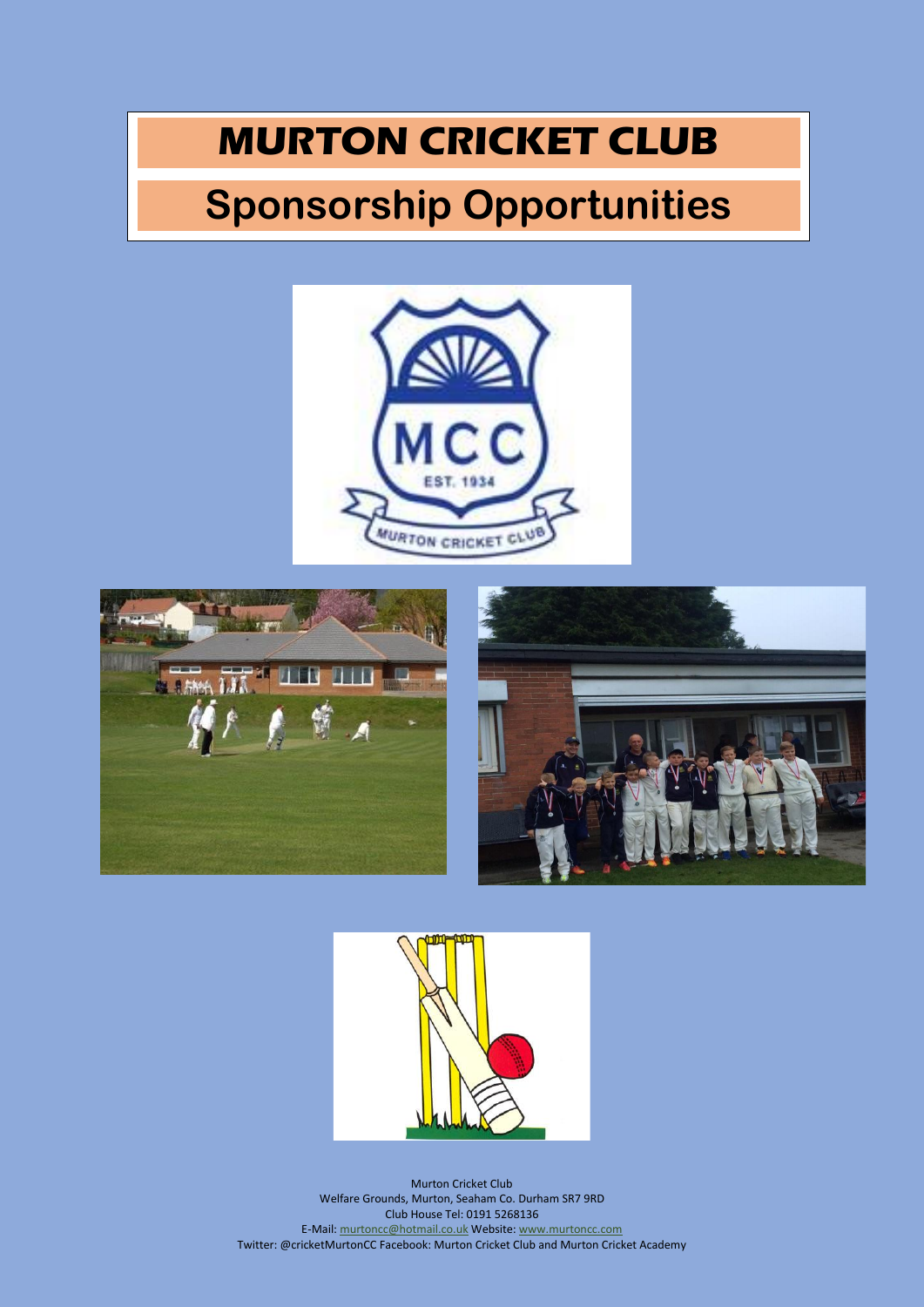# MURTON CRICKET CLUB

## Sponsorship Opportunities

Murton Cricket Club
Welfare Grounds, Murton, Seaham Co. Durham SR7 9RD
Club House Tel: 0191 5268136
E-Mail: murtoncc@hotmail.co.uk Website: www.murtoncc.com
Twitter: @cricketMurtonCC Facebook: Murton Cricket Club and Murton Cricket Academy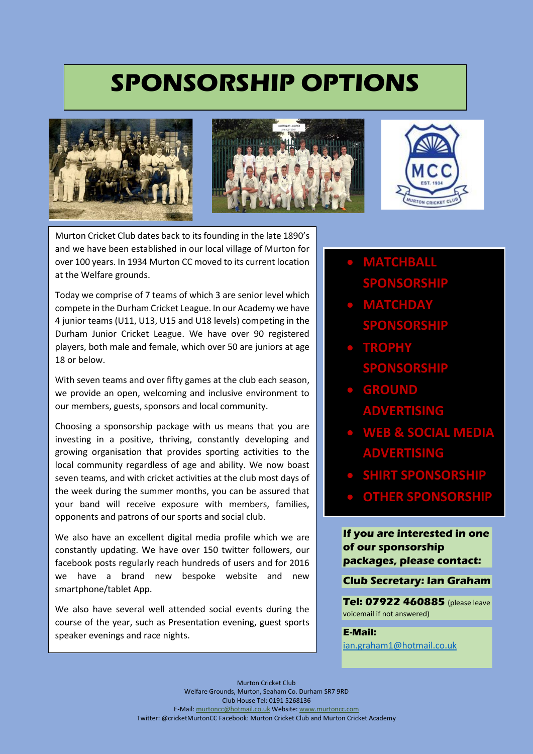# SPONSORSHIP OPTIONS

Murton Cricket Club dates back to its founding in the late 1890's and we have been established in our local village of Murton for over 100 years. In 1934 Murton CC moved to its current location at the Welfare grounds.

Today we comprise of 7 teams of which 3 are senior level which compete in the Durham Cricket League. In our Academy we have 4 junior teams (U11, U13, U15 and U18 levels) competing in the Durham Junior Cricket League. We have over 90 registered players, both male and female, which over 50 are juniors at age 18 or below.

With seven teams and over fifty games at the club each season, we provide an open, welcoming and inclusive environment to our members, guests, sponsors and local community.

Choosing a sponsorship package with us means that you are investing in a positive, thriving, constantly developing and growing organisation that provides sporting activities to the local community regardless of age and ability. We now boast seven teams, and with cricket activities at the club most days of the week during the summer months, you can be assured that your band will receive exposure with members, families, opponents and patrons of our sports and social club.

We also have an excellent digital media profile which we are constantly updating. We have over 150 twitter followers, our facebook posts regularly reach hundreds of users and for 2016 we have a brand new bespoke website and new smartphone/tablet App.

We also have several well attended social events during the course of the year, such as Presentation evening, guest sports speaker evenings and race nights.

- **MATCHBALL SPONSORSHIP**
- **MATCHDAY SPONSORSHIP**
- **TROPHY SPONSORSHIP**
- **GROUND ADVERTISING**
- **WEB & SOCIAL MEDIA ADVERTISING**
- **SHIRT SPONSORSHIP**
- **OTHER SPONSORSHIP**

**If you are interested in one of our sponsorship packages, please contact:**

**Club Secretary: Ian Graham**

**Tel: 07922 460885** (please leave voicemail if not answered)

**E-Mail:** ian.graham1@hotmail.co.uk

Murton Cricket Club
Welfare Grounds, Murton, Seaham Co. Durham SR7 9RD
Club House Tel: 0191 5268136
E-Mail: murtoncc@hotmail.co.uk Website: www.murtoncc.com
Twitter: @cricketMurtonCC Facebook: Murton Cricket Club and Murton Cricket Academy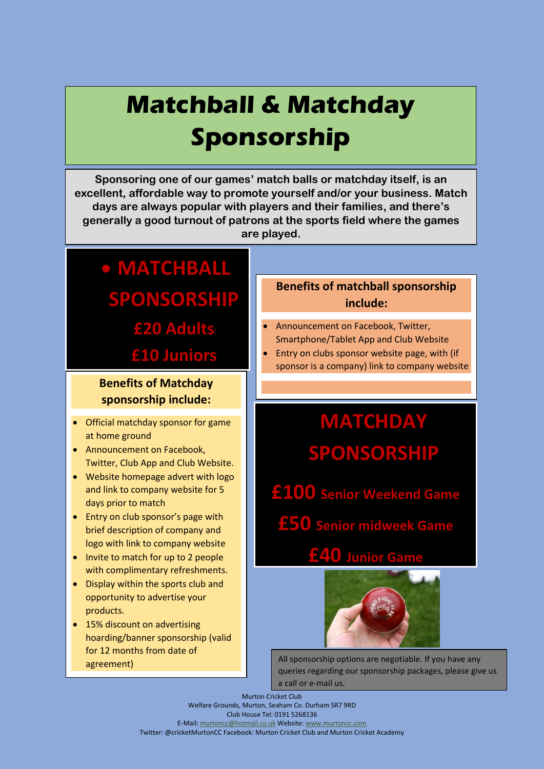# Matchball & Matchday Sponsorship

**Sponsoring one of our games' match balls or matchday itself, is an excellent, affordable way to promote yourself and/or your business. Match days are always popular with players and their families, and there's generally a good turnout of patrons at the sports field where the games are played.**

## MATCHBALL SPONSORSHIP

**£20 Adults**

**£10 Juniors**

### Benefits of matchball sponsorship include:

- Announcement on Facebook, Twitter, Smartphone/Tablet App and Club Website
- Entry on clubs sponsor website page, with (if sponsor is a company) link to company website

## MATCHDAY SPONSORSHIP

**£100** Senior Weekend Game

**£50** Senior midweek Game

**£40** Junior Game

### Benefits of Matchday sponsorship include:

- Official matchday sponsor for game at home ground
- Announcement on Facebook, Twitter, Club App and Club Website.
- Website homepage advert with logo and link to company website for 5 days prior to match
- Entry on club sponsor's page with brief description of company and logo with link to company website
- Invite to match for up to 2 people with complimentary refreshments.
- Display within the sports club and opportunity to advertise your products.
- 15% discount on advertising hoarding/banner sponsorship (valid for 12 months from date of agreement)

All sponsorship options are negotiable. If you have any queries regarding our sponsorship packages, please give us a call or e-mail us.

Murton Cricket Club
Welfare Grounds, Murton, Seaham Co. Durham SR7 9RD
Club House Tel: 0191 5268136
E-Mail: murtoncc@hotmail.co.uk Website: www.murtoncc.com
Twitter: @cricketMurtonCC Facebook: Murton Cricket Club and Murton Cricket Academy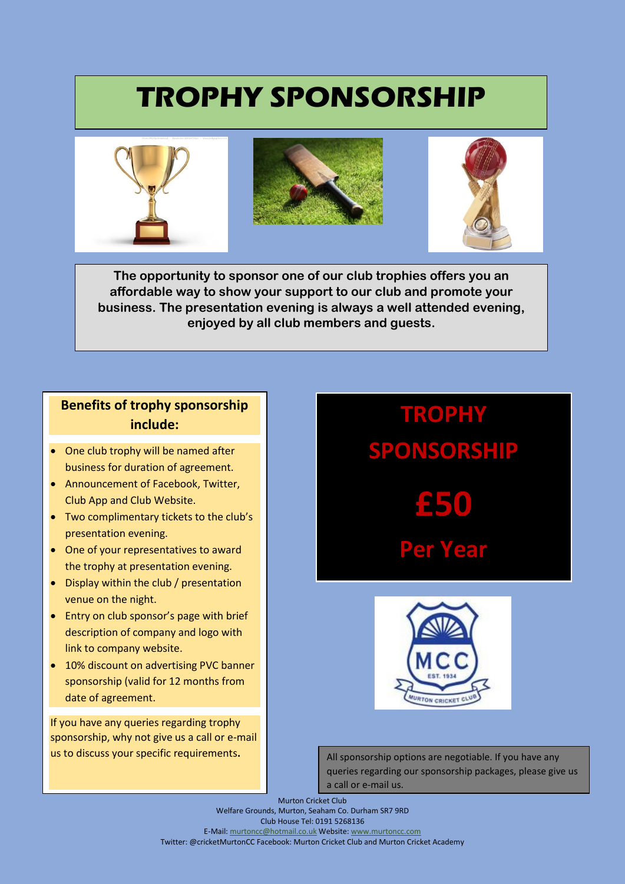# TROPHY SPONSORSHIP

**The opportunity to sponsor one of our club trophies offers you an affordable way to show your support to our club and promote your business. The presentation evening is always a well attended evening, enjoyed by all club members and guests.**

## Benefits of trophy sponsorship include:

- One club trophy will be named after business for duration of agreement.
- Announcement of Facebook, Twitter, Club App and Club Website.
- Two complimentary tickets to the club's presentation evening.
- One of your representatives to award the trophy at presentation evening.
- Display within the club / presentation venue on the night.
- Entry on club sponsor's page with brief description of company and logo with link to company website.
- 10% discount on advertising PVC banner sponsorship (valid for 12 months from date of agreement.

If you have any queries regarding trophy sponsorship, why not give us a call or e-mail us to discuss your specific requirements**.**

## TROPHY SPONSORSHIP

## £50

## Per Year

All sponsorship options are negotiable. If you have any queries regarding our sponsorship packages, please give us a call or e-mail us.

Murton Cricket Club
Welfare Grounds, Murton, Seaham Co. Durham SR7 9RD
Club House Tel: 0191 5268136
E-Mail: murtoncc@hotmail.co.uk Website: www.murtoncc.com
Twitter: @cricketMurtonCC Facebook: Murton Cricket Club and Murton Cricket Academy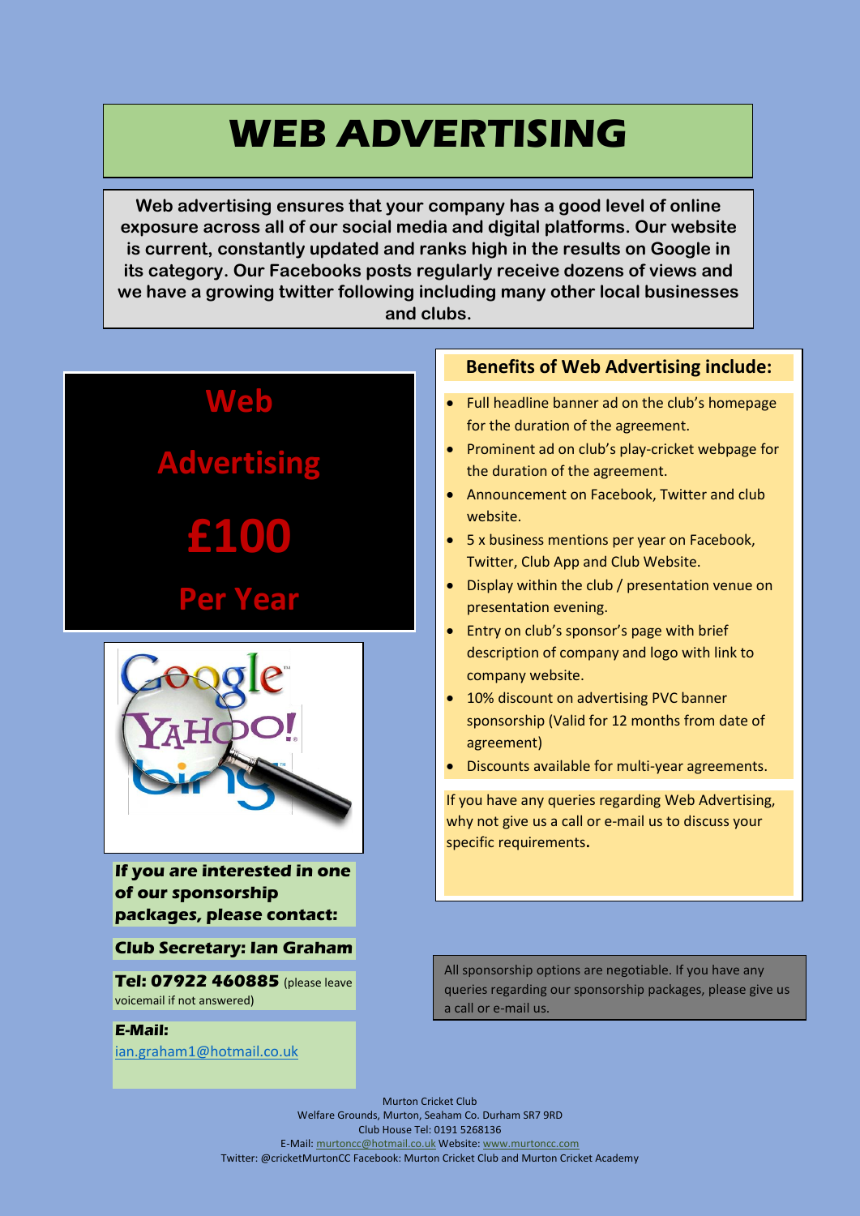# WEB ADVERTISING

**Web advertising ensures that your company has a good level of online exposure across all of our social media and digital platforms. Our website is current, constantly updated and ranks high in the results on Google in its category. Our Facebooks posts regularly receive dozens of views and we have a growing twitter following including many other local businesses and clubs.**

## Web Advertising

## £100

## Per Year

### Benefits of Web Advertising include:

- Full headline banner ad on the club's homepage for the duration of the agreement.
- Prominent ad on club's play-cricket webpage for the duration of the agreement.
- Announcement on Facebook, Twitter and club website.
- 5 x business mentions per year on Facebook, Twitter, Club App and Club Website.
- Display within the club / presentation venue on presentation evening.
- Entry on club's sponsor's page with brief description of company and logo with link to company website.
- 10% discount on advertising PVC banner sponsorship (Valid for 12 months from date of agreement)
- Discounts available for multi-year agreements.

If you have any queries regarding Web Advertising, why not give us a call or e-mail us to discuss your specific requirements**.**

**If you are interested in one of our sponsorship packages, please contact:**

**Club Secretary: Ian Graham**

**Tel: 07922 460885** (please leave voicemail if not answered)

**E-Mail:**
ian.graham1@hotmail.co.uk

All sponsorship options are negotiable. If you have any queries regarding our sponsorship packages, please give us a call or e-mail us.

Murton Cricket Club
Welfare Grounds, Murton, Seaham Co. Durham SR7 9RD
Club House Tel: 0191 5268136
E-Mail: murtoncc@hotmail.co.uk Website: www.murtoncc.com
Twitter: @cricketMurtonCC Facebook: Murton Cricket Club and Murton Cricket Academy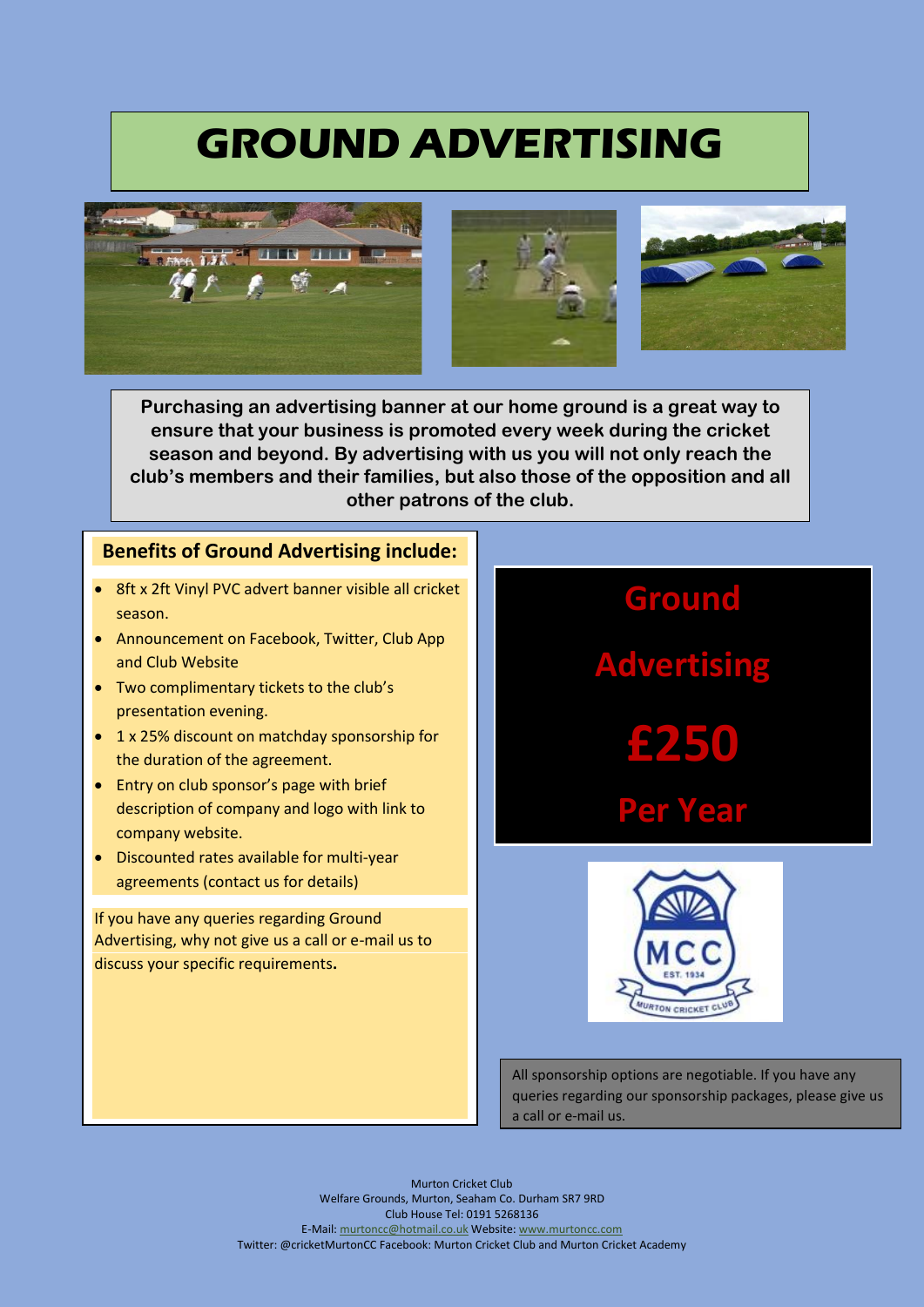# GROUND ADVERTISING

**Purchasing an advertising banner at our home ground is a great way to ensure that your business is promoted every week during the cricket season and beyond. By advertising with us you will not only reach the club's members and their families, but also those of the opposition and all other patrons of the club.**

## Benefits of Ground Advertising include:

- 8ft x 2ft Vinyl PVC advert banner visible all cricket season.
- Announcement on Facebook, Twitter, Club App and Club Website
- Two complimentary tickets to the club's presentation evening.
- 1 x 25% discount on matchday sponsorship for the duration of the agreement.
- Entry on club sponsor's page with brief description of company and logo with link to company website.
- Discounted rates available for multi-year agreements (contact us for details)

If you have any queries regarding Ground Advertising, why not give us a call or e-mail us to discuss your specific requirements**.**

## Ground Advertising

## £250

## Per Year

All sponsorship options are negotiable. If you have any queries regarding our sponsorship packages, please give us a call or e-mail us.

Murton Cricket Club
Welfare Grounds, Murton, Seaham Co. Durham SR7 9RD
Club House Tel: 0191 5268136
E-Mail: murtoncc@hotmail.co.uk Website: www.murtoncc.com
Twitter: @cricketMurtonCC Facebook: Murton Cricket Club and Murton Cricket Academy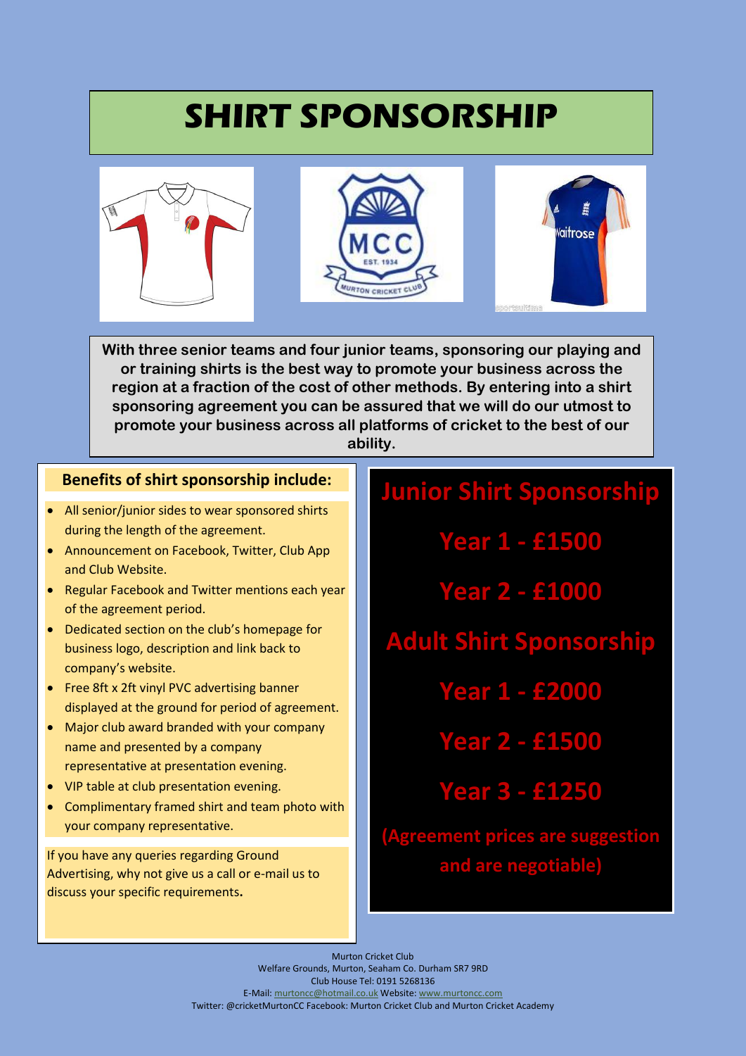# SHIRT SPONSORSHIP

**With three senior teams and four junior teams, sponsoring our playing and or training shirts is the best way to promote your business across the region at a fraction of the cost of other methods. By entering into a shirt sponsoring agreement you can be assured that we will do our utmost to promote your business across all platforms of cricket to the best of our ability.**

### Benefits of shirt sponsorship include:

- All senior/junior sides to wear sponsored shirts during the length of the agreement.
- Announcement on Facebook, Twitter, Club App and Club Website.
- Regular Facebook and Twitter mentions each year of the agreement period.
- Dedicated section on the club's homepage for business logo, description and link back to company's website.
- Free 8ft x 2ft vinyl PVC advertising banner displayed at the ground for period of agreement.
- Major club award branded with your company name and presented by a company representative at presentation evening.
- VIP table at club presentation evening.
- Complimentary framed shirt and team photo with your company representative.

If you have any queries regarding Ground Advertising, why not give us a call or e-mail us to discuss your specific requirements**.**

## Junior Shirt Sponsorship

**Year 1 - £1500**

**Year 2 - £1000**

## Adult Shirt Sponsorship

**Year 1 - £2000**

**Year 2 - £1500**

**Year 3 - £1250**

**(Agreement prices are suggestion and are negotiable)**

Murton Cricket Club
Welfare Grounds, Murton, Seaham Co. Durham SR7 9RD
Club House Tel: 0191 5268136
E-Mail: murtoncc@hotmail.co.uk Website: www.murtoncc.com
Twitter: @cricketMurtonCC Facebook: Murton Cricket Club and Murton Cricket Academy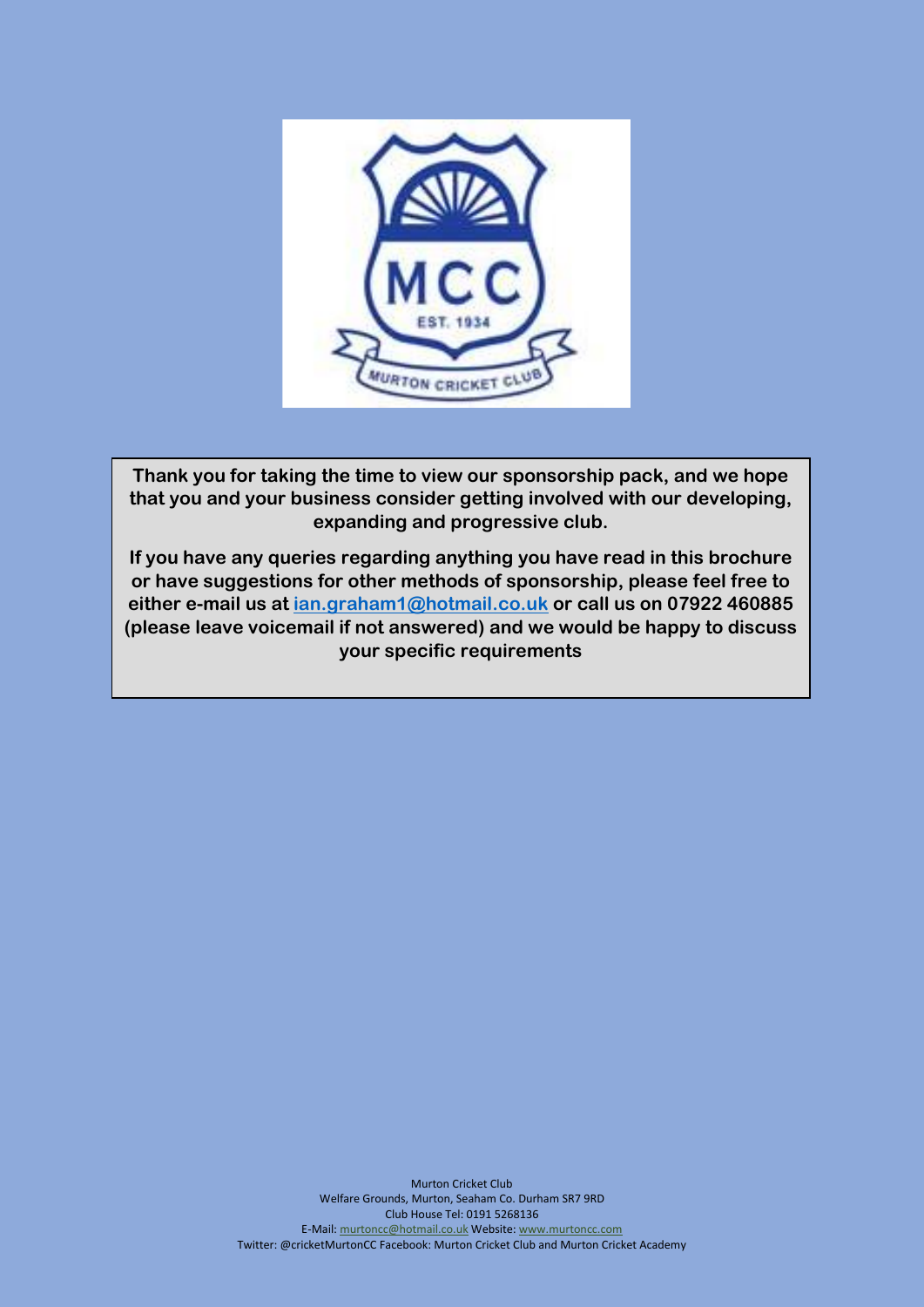**Thank you for taking the time to view our sponsorship pack, and we hope that you and your business consider getting involved with our developing, expanding and progressive club.**

**If you have any queries regarding anything you have read in this brochure or have suggestions for other methods of sponsorship, please feel free to either e-mail us at [ian.graham1@hotmail.co.uk](mailto:ian.graham1@hotmail.co.uk) or call us on 07922 460885 (please leave voicemail if not answered) and we would be happy to discuss your specific requirements**

Murton Cricket Club
Welfare Grounds, Murton, Seaham Co. Durham SR7 9RD
Club House Tel: 0191 5268136
E-Mail: [murtoncc@hotmail.co.uk](mailto:murtoncc@hotmail.co.uk) Website: [www.murtoncc.com](http://www.murtoncc.com)
Twitter: @cricketMurtonCC Facebook: Murton Cricket Club and Murton Cricket Academy